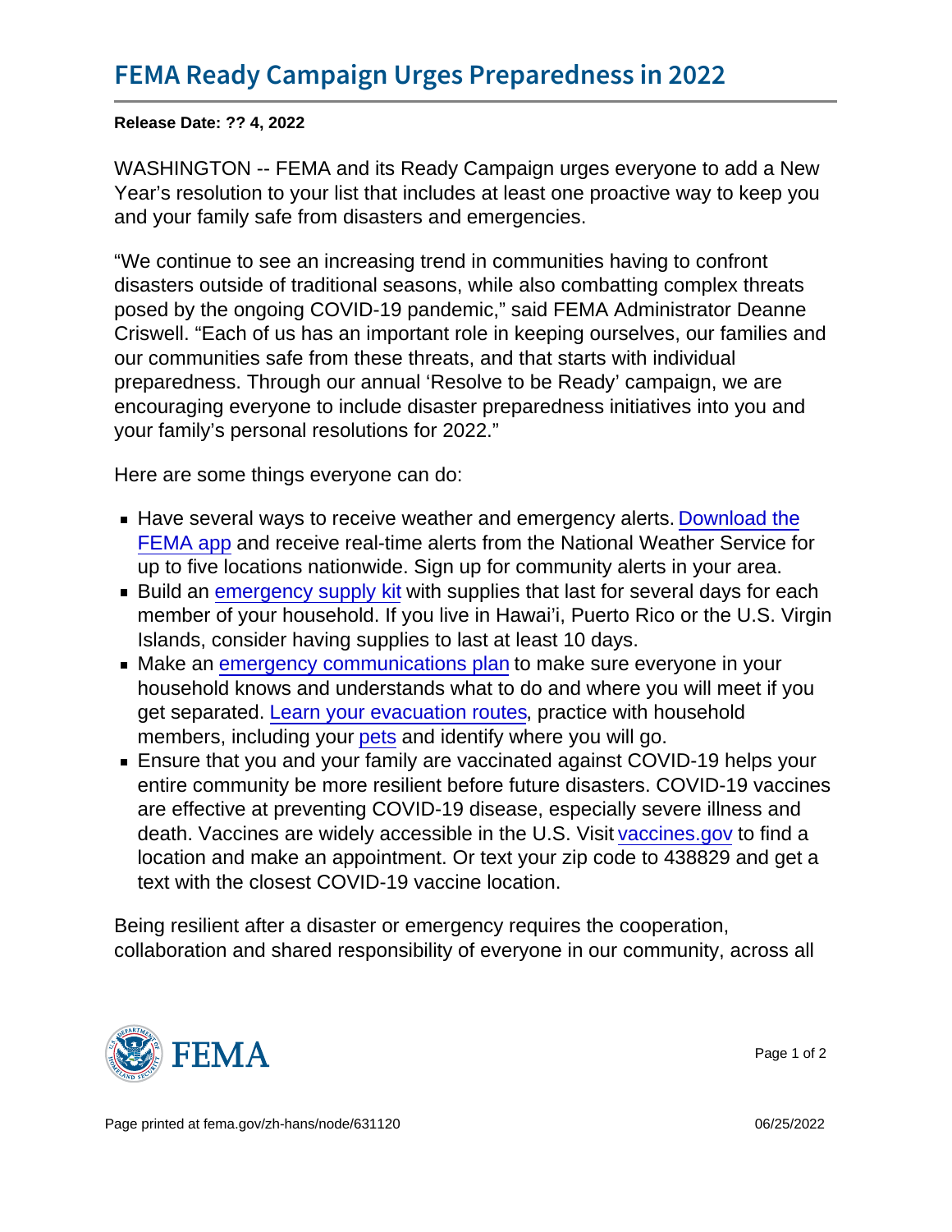# FEMA Ready Campaign Urges Preparedness in 2022

**Release Date: ?? 4, 2022**

WASHINGTON -- FEMA and its Ready Campaign urges everyone to add a New Year's resolution to your list that includes at least one proactive way to keep you and your family safe from disasters and emergencies.

"We continue to see an increasing trend in communities having to confront disasters outside of traditional seasons, while also combatting complex threats posed by the ongoing COVID-19 pandemic," said FEMA Administrator Deanne Criswell. "Each of us has an important role in keeping ourselves, our families and our communities safe from these threats, and that starts with individual preparedness. Through our annual 'Resolve to be Ready' campaign, we are encouraging everyone to include disaster preparedness initiatives into you and your family's personal resolutions for 2022."

Here are some things everyone can do:

- Have several ways to receive weather and emergency alerts. Download the FEMA app and receive real-time alerts from the National Weather Service for up to five locations nationwide. Sign up for community alerts in your area.
- Build an emergency supply kit with supplies that last for several days for each member of your household. If you live in Hawai'i, Puerto Rico or the U.S. Virgin Islands, consider having supplies to last at least 10 days.
- Make an emergency communications plan to make sure everyone in your household knows and understands what to do and where you will meet if you get separated. Learn your evacuation routes, practice with household members, including your pets and identify where you will go.
- Ensure that you and your family are vaccinated against COVID-19 helps your entire community be more resilient before future disasters. COVID-19 vaccines are effective at preventing COVID-19 disease, especially severe illness and death. Vaccines are widely accessible in the U.S. Visit vaccines.gov to find a location and make an appointment. Or text your zip code to 438829 and get a text with the closest COVID-19 vaccine location.

Being resilient after a disaster or emergency requires the cooperation, collaboration and shared responsibility of everyone in our community, across all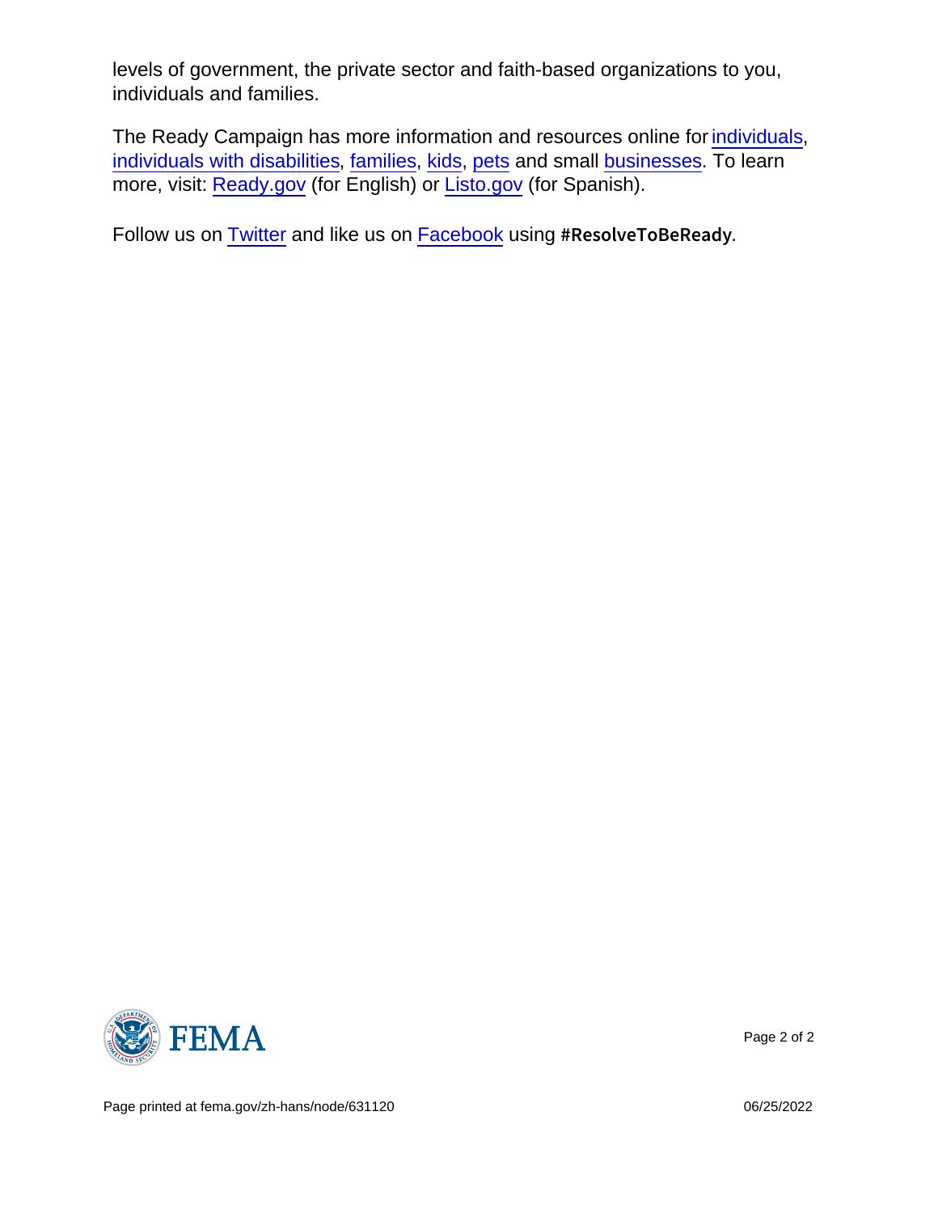levels of government, the private sector and faith-based organizations to you, individuals and families.

The Ready Campaign has more information and resources online for individuals, individuals with disabilities, families, kids, pets and small businesses. To learn more, visit: Ready.gov (for English) or Listo.gov (for Spanish).

Follow us on Twitter and like us on Facebook using **#ResolveToBeReady**.